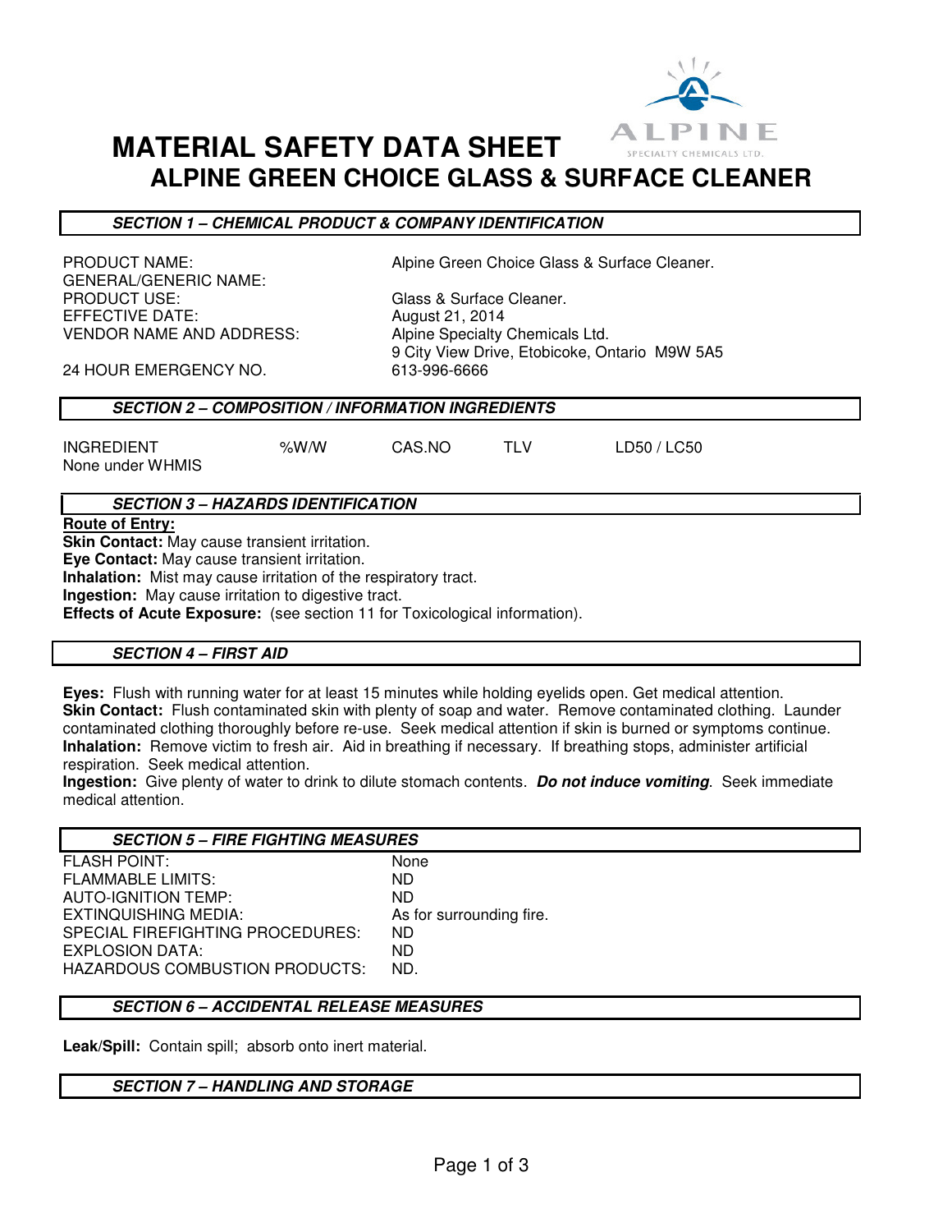# MATERIAL SAFETY DATA SHEET

## ALPINE GREEN CHOICE GLASS & SURFACE CLEANER

### *SECTION 1 – CHEMICAL PRODUCT & COMPANY IDENTIFICATION*

| | |
|---|---|
| PRODUCT NAME: | Alpine Green Choice Glass & Surface Cleaner. |
| GENERAL/GENERIC NAME: | |
| PRODUCT USE: | Glass & Surface Cleaner. |
| EFFECTIVE DATE: | August 21, 2014 |
| VENDOR NAME AND ADDRESS: | Alpine Specialty Chemicals Ltd.<br>9 City View Drive, Etobicoke, Ontario M9W 5A5 |
| 24 HOUR EMERGENCY NO. | 613-996-6666 |

### *SECTION 2 – COMPOSITION / INFORMATION INGREDIENTS*

| INGREDIENT | %W/W | CAS.NO | TLV | LD50 / LC50 |
|---|---|---|---|---|
| None under WHMIS | | | | |

### *SECTION 3 – HAZARDS IDENTIFICATION*

**Route of Entry:**

**Skin Contact:** May cause transient irritation.
**Eye Contact:** May cause transient irritation.
**Inhalation:** Mist may cause irritation of the respiratory tract.
**Ingestion:** May cause irritation to digestive tract.
**Effects of Acute Exposure:** (see section 11 for Toxicological information).

### *SECTION 4 – FIRST AID*

**Eyes:** Flush with running water for at least 15 minutes while holding eyelids open. Get medical attention.
**Skin Contact:** Flush contaminated skin with plenty of soap and water. Remove contaminated clothing. Launder contaminated clothing thoroughly before re-use. Seek medical attention if skin is burned or symptoms continue.
**Inhalation:** Remove victim to fresh air. Aid in breathing if necessary. If breathing stops, administer artificial respiration. Seek medical attention.
**Ingestion:** Give plenty of water to drink to dilute stomach contents. ***Do not induce vomiting***. Seek immediate medical attention.

### *SECTION 5 – FIRE FIGHTING MEASURES*

| | |
|---|---|
| FLASH POINT: | None |
| FLAMMABLE LIMITS: | ND |
| AUTO-IGNITION TEMP: | ND |
| EXTINQUISHING MEDIA: | As for surrounding fire. |
| SPECIAL FIREFIGHTING PROCEDURES: | ND |
| EXPLOSION DATA: | ND |
| HAZARDOUS COMBUSTION PRODUCTS: | ND. |

### *SECTION 6 – ACCIDENTAL RELEASE MEASURES*

**Leak/Spill:** Contain spill; absorb onto inert material.

### *SECTION 7 – HANDLING AND STORAGE*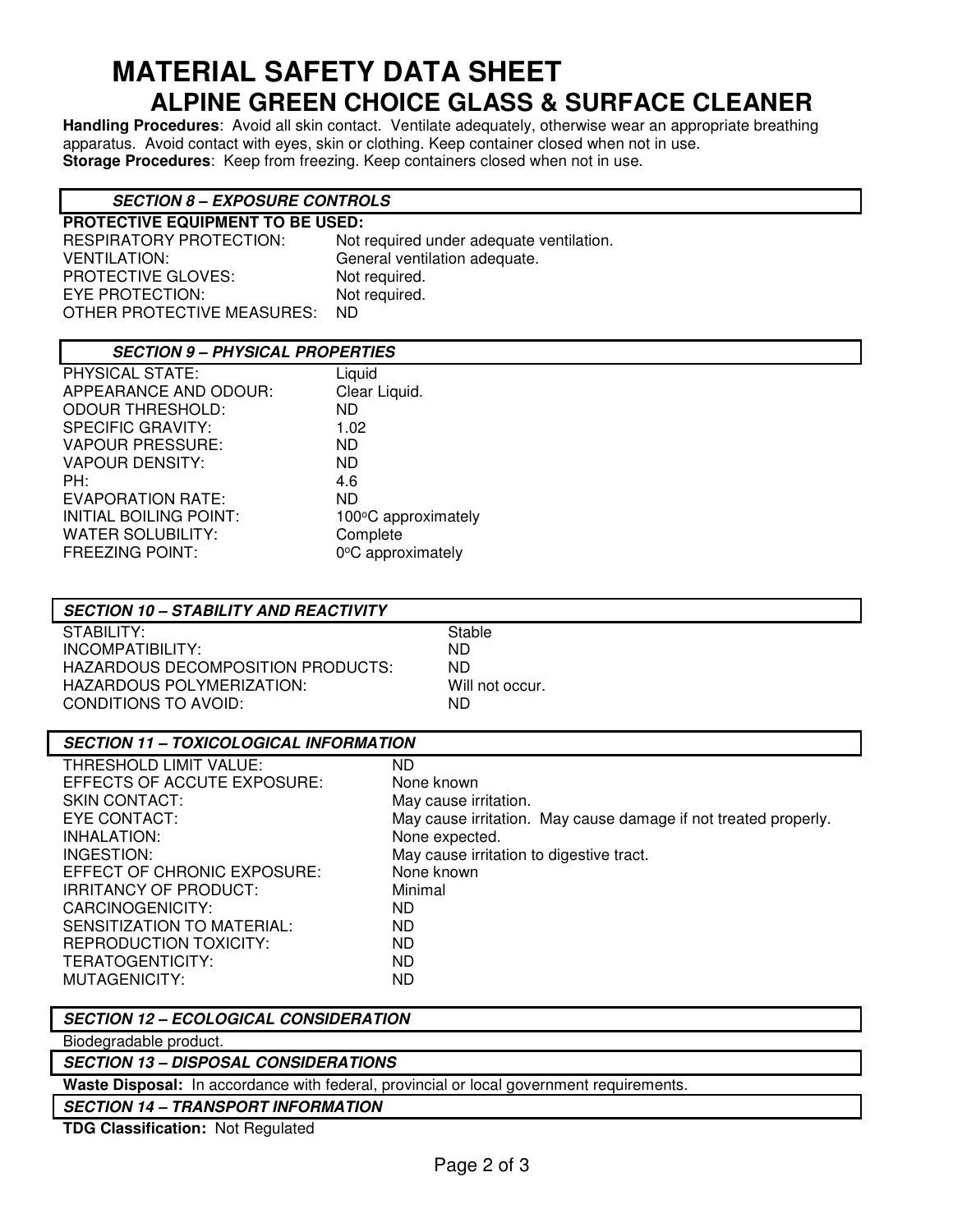# MATERIAL SAFETY DATA SHEET

## ALPINE GREEN CHOICE GLASS & SURFACE CLEANER

**Handling Procedures**: Avoid all skin contact. Ventilate adequately, otherwise wear an appropriate breathing apparatus. Avoid contact with eyes, skin or clothing. Keep container closed when not in use.
**Storage Procedures**: Keep from freezing. Keep containers closed when not in use.

### *SECTION 8 – EXPOSURE CONTROLS*

**PROTECTIVE EQUIPMENT TO BE USED:**

| | |
|---|---|
| RESPIRATORY PROTECTION: | Not required under adequate ventilation. |
| VENTILATION: | General ventilation adequate. |
| PROTECTIVE GLOVES: | Not required. |
| EYE PROTECTION: | Not required. |
| OTHER PROTECTIVE MEASURES: | ND |

### *SECTION 9 – PHYSICAL PROPERTIES*

| | |
|---|---|
| PHYSICAL STATE: | Liquid |
| APPEARANCE AND ODOUR: | Clear Liquid. |
| ODOUR THRESHOLD: | ND |
| SPECIFIC GRAVITY: | 1.02 |
| VAPOUR PRESSURE: | ND |
| VAPOUR DENSITY: | ND |
| PH: | 4.6 |
| EVAPORATION RATE: | ND |
| INITIAL BOILING POINT: | 100°C approximately |
| WATER SOLUBILITY: | Complete |
| FREEZING POINT: | 0°C approximately |

### *SECTION 10 – STABILITY AND REACTIVITY*

| | |
|---|---|
| STABILITY: | Stable |
| INCOMPATIBILITY: | ND |
| HAZARDOUS DECOMPOSITION PRODUCTS: | ND |
| HAZARDOUS POLYMERIZATION: | Will not occur. |
| CONDITIONS TO AVOID: | ND |

### *SECTION 11 – TOXICOLOGICAL INFORMATION*

| | |
|---|---|
| THRESHOLD LIMIT VALUE: | ND |
| EFFECTS OF ACCUTE EXPOSURE: | None known |
| SKIN CONTACT: | May cause irritation. |
| EYE CONTACT: | May cause irritation. May cause damage if not treated properly. |
| INHALATION: | None expected. |
| INGESTION: | May cause irritation to digestive tract. |
| EFFECT OF CHRONIC EXPOSURE: | None known |
| IRRITANCY OF PRODUCT: | Minimal |
| CARCINOGENICITY: | ND |
| SENSITIZATION TO MATERIAL: | ND |
| REPRODUCTION TOXICITY: | ND |
| TERATOGENTICITY: | ND |
| MUTAGENICITY: | ND |

### *SECTION 12 – ECOLOGICAL CONSIDERATION*

Biodegradable product.

### *SECTION 13 – DISPOSAL CONSIDERATIONS*

**Waste Disposal:** In accordance with federal, provincial or local government requirements.

### *SECTION 14 – TRANSPORT INFORMATION*

**TDG Classification:** Not Regulated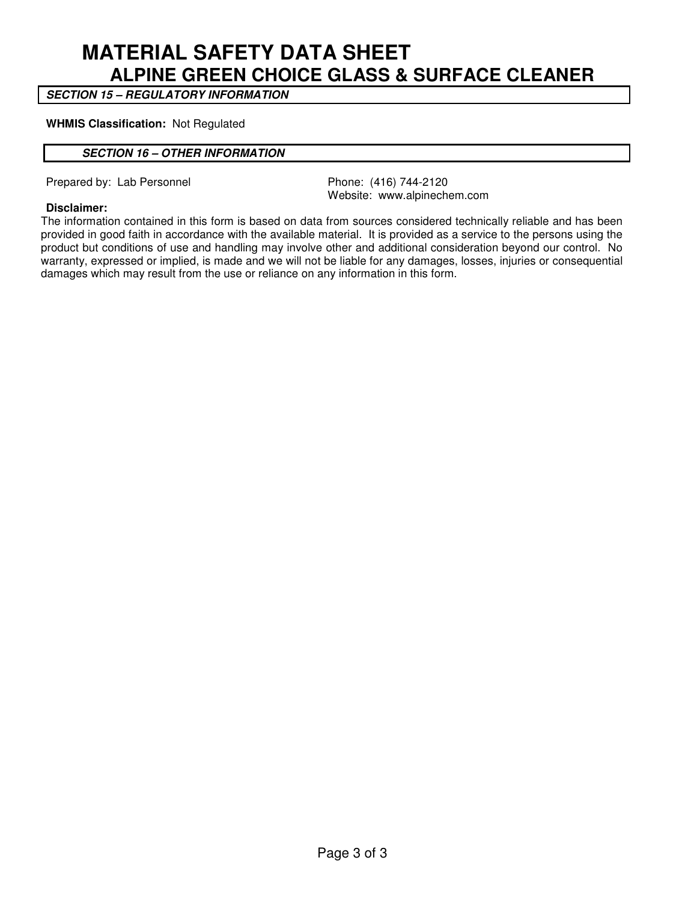# MATERIAL SAFETY DATA SHEET
## ALPINE GREEN CHOICE GLASS & SURFACE CLEANER

### *SECTION 15 – REGULATORY INFORMATION*

**WHMIS Classification:** Not Regulated

### *SECTION 16 – OTHER INFORMATION*

Prepared by: Lab Personnel

Phone: (416) 744-2120
Website: www.alpinechem.com

**Disclaimer:**
The information contained in this form is based on data from sources considered technically reliable and has been provided in good faith in accordance with the available material. It is provided as a service to the persons using the product but conditions of use and handling may involve other and additional consideration beyond our control. No warranty, expressed or implied, is made and we will not be liable for any damages, losses, injuries or consequential damages which may result from the use or reliance on any information in this form.